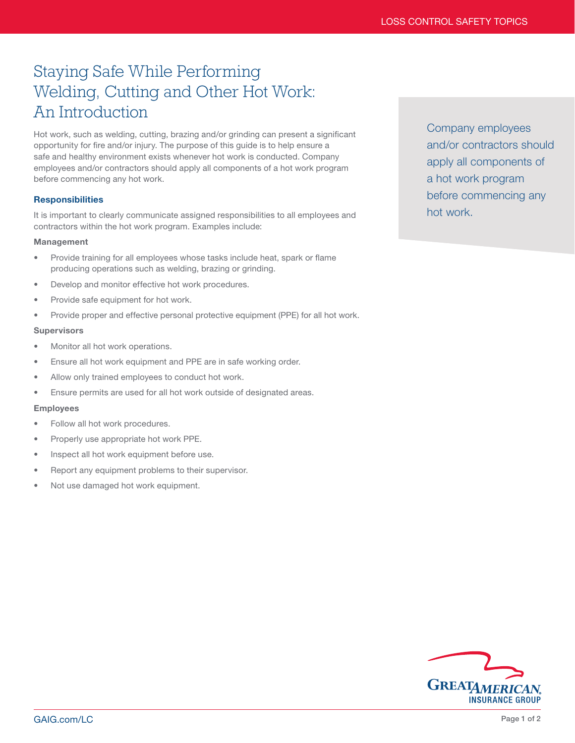LOSS CONTROL SAFETY TOPICS

# Staying Safe While Performing Welding, Cutting and Other Hot Work: An Introduction

Hot work, such as welding, cutting, brazing and/or grinding can present a significant opportunity for fire and/or injury. The purpose of this guide is to help ensure a safe and healthy environment exists whenever hot work is conducted. Company employees and/or contractors should apply all components of a hot work program before commencing any hot work.

> Company employees and/or contractors should apply all components of a hot work program before commencing any hot work.

## Responsibilities

It is important to clearly communicate assigned responsibilities to all employees and contractors within the hot work program. Examples include:

### Management

- Provide training for all employees whose tasks include heat, spark or flame producing operations such as welding, brazing or grinding.
- Develop and monitor effective hot work procedures.
- Provide safe equipment for hot work.
- Provide proper and effective personal protective equipment (PPE) for all hot work.

### Supervisors

- Monitor all hot work operations.
- Ensure all hot work equipment and PPE are in safe working order.
- Allow only trained employees to conduct hot work.
- Ensure permits are used for all hot work outside of designated areas.

### Employees

- Follow all hot work procedures.
- Properly use appropriate hot work PPE.
- Inspect all hot work equipment before use.
- Report any equipment problems to their supervisor.
- Not use damaged hot work equipment.

GREAT AMERICAN INSURANCE GROUP

GAIG.com/LC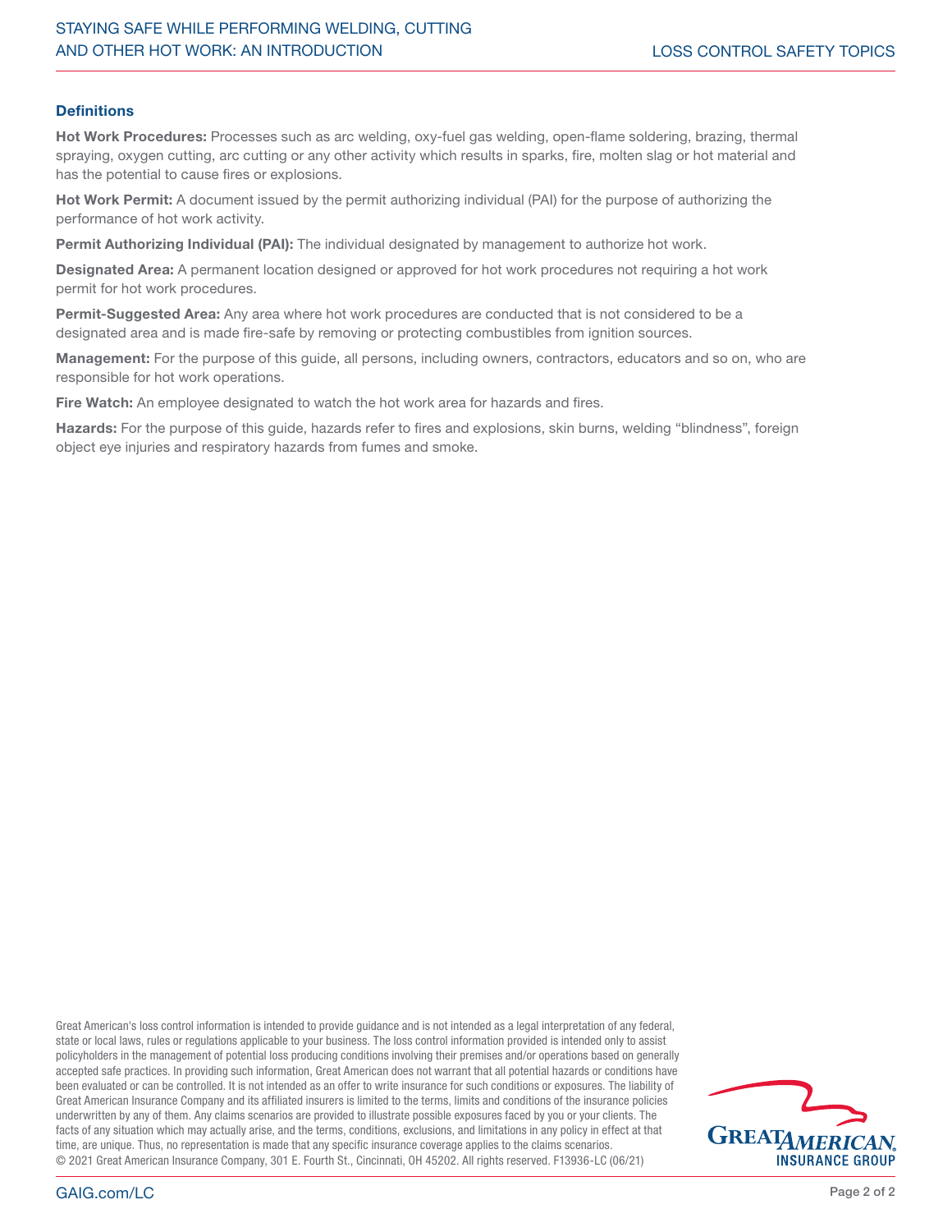### Definitions

**Hot Work Procedures:** Processes such as arc welding, oxy-fuel gas welding, open-flame soldering, brazing, thermal spraying, oxygen cutting, arc cutting or any other activity which results in sparks, fire, molten slag or hot material and has the potential to cause fires or explosions.

**Hot Work Permit:** A document issued by the permit authorizing individual (PAI) for the purpose of authorizing the performance of hot work activity.

**Permit Authorizing Individual (PAI):** The individual designated by management to authorize hot work.

**Designated Area:** A permanent location designed or approved for hot work procedures not requiring a hot work permit for hot work procedures.

**Permit-Suggested Area:** Any area where hot work procedures are conducted that is not considered to be a designated area and is made fire-safe by removing or protecting combustibles from ignition sources.

**Management:** For the purpose of this guide, all persons, including owners, contractors, educators and so on, who are responsible for hot work operations.

**Fire Watch:** An employee designated to watch the hot work area for hazards and fires.

**Hazards:** For the purpose of this guide, hazards refer to fires and explosions, skin burns, welding "blindness", foreign object eye injuries and respiratory hazards from fumes and smoke.

Great American's loss control information is intended to provide guidance and is not intended as a legal interpretation of any federal, state or local laws, rules or regulations applicable to your business. The loss control information provided is intended only to assist policyholders in the management of potential loss producing conditions involving their premises and/or operations based on generally accepted safe practices. In providing such information, Great American does not warrant that all potential hazards or conditions have been evaluated or can be controlled. It is not intended as an offer to write insurance for such conditions or exposures. The liability of Great American Insurance Company and its affiliated insurers is limited to the terms, limits and conditions of the insurance policies underwritten by any of them. Any claims scenarios are provided to illustrate possible exposures faced by you or your clients. The facts of any situation which may actually arise, and the terms, conditions, exclusions, and limitations in any policy in effect at that time, are unique. Thus, no representation is made that any specific insurance coverage applies to the claims scenarios.
© 2021 Great American Insurance Company, 301 E. Fourth St., Cincinnati, OH 45202. All rights reserved. F13936-LC (06/21)

GREAT AMERICAN INSURANCE GROUP

GAIG.com/LC